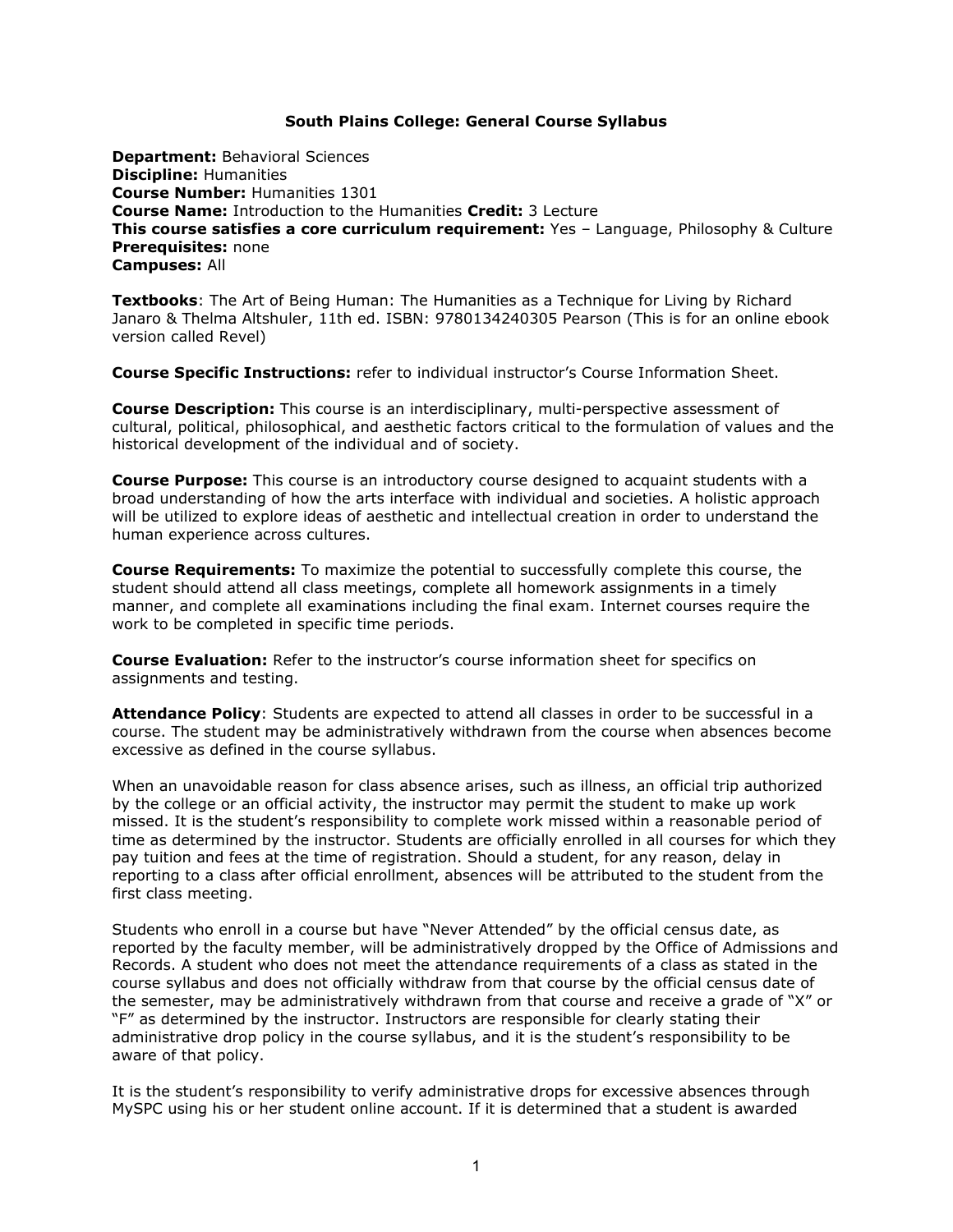# South Plains College: General Course Syllabus

**Department:** Behavioral Sciences
**Discipline:** Humanities
**Course Number:** Humanities 1301
**Course Name:** Introduction to the Humanities **Credit:** 3 Lecture
**This course satisfies a core curriculum requirement:** Yes – Language, Philosophy & Culture
**Prerequisites:** none
**Campuses:** All

**Textbooks**: The Art of Being Human: The Humanities as a Technique for Living by Richard Janaro & Thelma Altshuler, 11th ed. ISBN: 9780134240305 Pearson (This is for an online ebook version called Revel)

**Course Specific Instructions:** refer to individual instructor's Course Information Sheet.

**Course Description:** This course is an interdisciplinary, multi-perspective assessment of cultural, political, philosophical, and aesthetic factors critical to the formulation of values and the historical development of the individual and of society.

**Course Purpose:** This course is an introductory course designed to acquaint students with a broad understanding of how the arts interface with individual and societies. A holistic approach will be utilized to explore ideas of aesthetic and intellectual creation in order to understand the human experience across cultures.

**Course Requirements:** To maximize the potential to successfully complete this course, the student should attend all class meetings, complete all homework assignments in a timely manner, and complete all examinations including the final exam. Internet courses require the work to be completed in specific time periods.

**Course Evaluation:** Refer to the instructor's course information sheet for specifics on assignments and testing.

**Attendance Policy**: Students are expected to attend all classes in order to be successful in a course. The student may be administratively withdrawn from the course when absences become excessive as defined in the course syllabus.

When an unavoidable reason for class absence arises, such as illness, an official trip authorized by the college or an official activity, the instructor may permit the student to make up work missed. It is the student's responsibility to complete work missed within a reasonable period of time as determined by the instructor. Students are officially enrolled in all courses for which they pay tuition and fees at the time of registration. Should a student, for any reason, delay in reporting to a class after official enrollment, absences will be attributed to the student from the first class meeting.

Students who enroll in a course but have "Never Attended" by the official census date, as reported by the faculty member, will be administratively dropped by the Office of Admissions and Records. A student who does not meet the attendance requirements of a class as stated in the course syllabus and does not officially withdraw from that course by the official census date of the semester, may be administratively withdrawn from that course and receive a grade of "X" or "F" as determined by the instructor. Instructors are responsible for clearly stating their administrative drop policy in the course syllabus, and it is the student's responsibility to be aware of that policy.

It is the student's responsibility to verify administrative drops for excessive absences through MySPC using his or her student online account. If it is determined that a student is awarded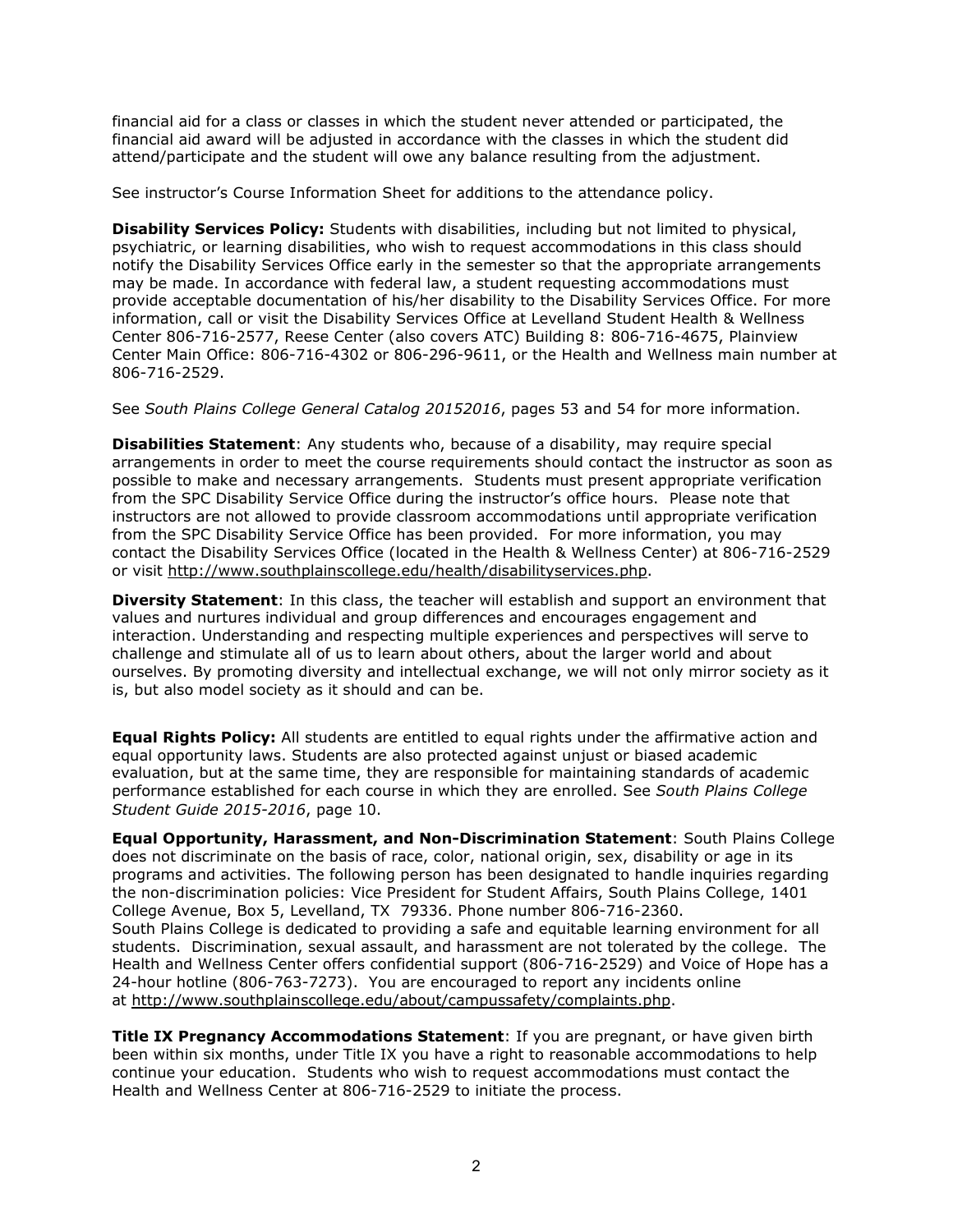financial aid for a class or classes in which the student never attended or participated, the financial aid award will be adjusted in accordance with the classes in which the student did attend/participate and the student will owe any balance resulting from the adjustment.

See instructor's Course Information Sheet for additions to the attendance policy.

**Disability Services Policy:** Students with disabilities, including but not limited to physical, psychiatric, or learning disabilities, who wish to request accommodations in this class should notify the Disability Services Office early in the semester so that the appropriate arrangements may be made. In accordance with federal law, a student requesting accommodations must provide acceptable documentation of his/her disability to the Disability Services Office. For more information, call or visit the Disability Services Office at Levelland Student Health & Wellness Center 806-716-2577, Reese Center (also covers ATC) Building 8: 806-716-4675, Plainview Center Main Office: 806-716-4302 or 806-296-9611, or the Health and Wellness main number at 806-716-2529.

See *South Plains College General Catalog 20152016*, pages 53 and 54 for more information.

**Disabilities Statement**: Any students who, because of a disability, may require special arrangements in order to meet the course requirements should contact the instructor as soon as possible to make and necessary arrangements. Students must present appropriate verification from the SPC Disability Service Office during the instructor's office hours. Please note that instructors are not allowed to provide classroom accommodations until appropriate verification from the SPC Disability Service Office has been provided. For more information, you may contact the Disability Services Office (located in the Health & Wellness Center) at 806-716-2529 or visit http://www.southplainscollege.edu/health/disabilityservices.php.

**Diversity Statement**: In this class, the teacher will establish and support an environment that values and nurtures individual and group differences and encourages engagement and interaction. Understanding and respecting multiple experiences and perspectives will serve to challenge and stimulate all of us to learn about others, about the larger world and about ourselves. By promoting diversity and intellectual exchange, we will not only mirror society as it is, but also model society as it should and can be.

**Equal Rights Policy:** All students are entitled to equal rights under the affirmative action and equal opportunity laws. Students are also protected against unjust or biased academic evaluation, but at the same time, they are responsible for maintaining standards of academic performance established for each course in which they are enrolled. See *South Plains College Student Guide 2015-2016*, page 10.

**Equal Opportunity, Harassment, and Non-Discrimination Statement**: South Plains College does not discriminate on the basis of race, color, national origin, sex, disability or age in its programs and activities. The following person has been designated to handle inquiries regarding the non-discrimination policies: Vice President for Student Affairs, South Plains College, 1401 College Avenue, Box 5, Levelland, TX 79336. Phone number 806-716-2360.
South Plains College is dedicated to providing a safe and equitable learning environment for all students. Discrimination, sexual assault, and harassment are not tolerated by the college. The Health and Wellness Center offers confidential support (806-716-2529) and Voice of Hope has a 24-hour hotline (806-763-7273). You are encouraged to report any incidents online at http://www.southplainscollege.edu/about/campussafety/complaints.php.

**Title IX Pregnancy Accommodations Statement**: If you are pregnant, or have given birth been within six months, under Title IX you have a right to reasonable accommodations to help continue your education. Students who wish to request accommodations must contact the Health and Wellness Center at 806-716-2529 to initiate the process.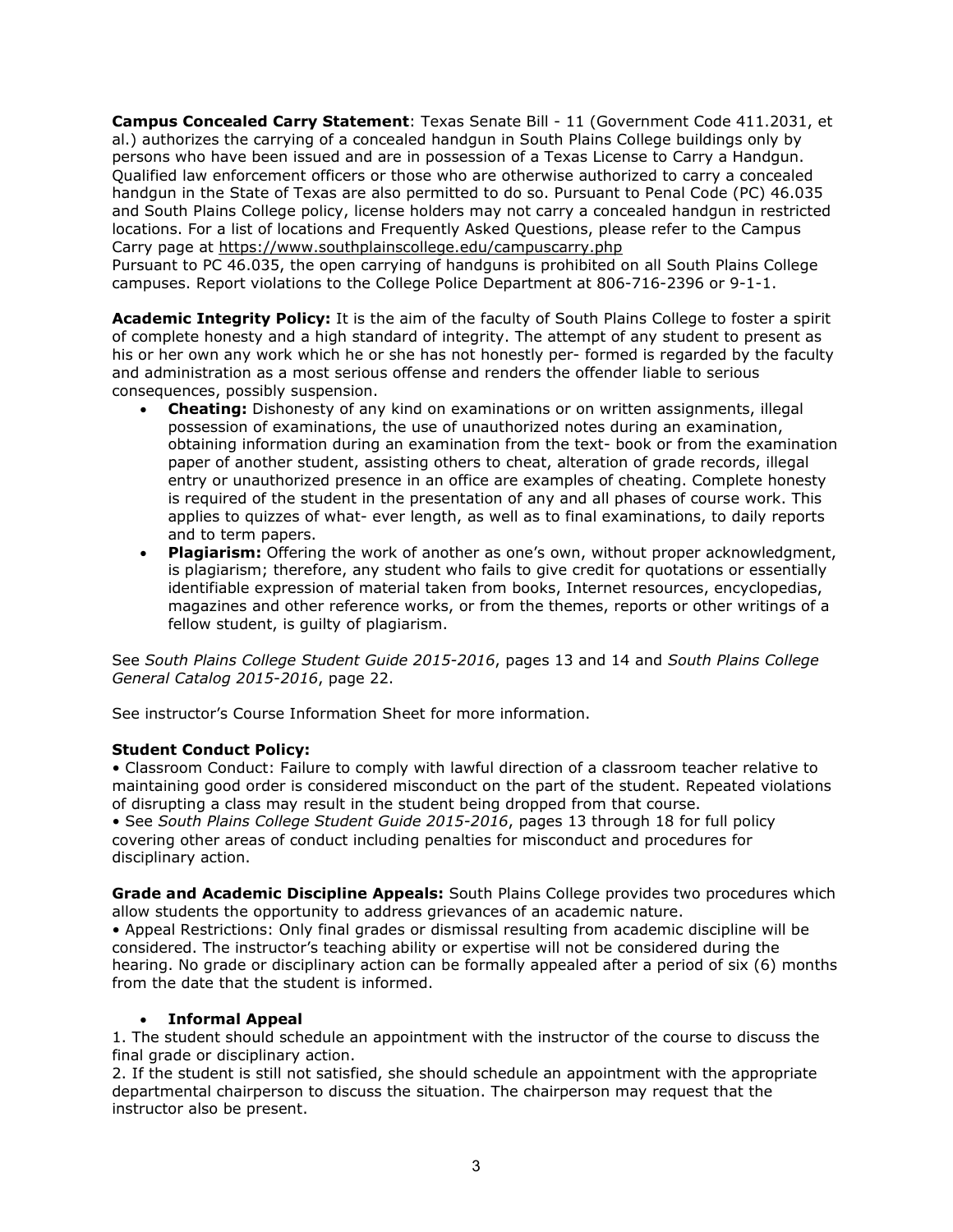**Campus Concealed Carry Statement**: Texas Senate Bill - 11 (Government Code 411.2031, et al.) authorizes the carrying of a concealed handgun in South Plains College buildings only by persons who have been issued and are in possession of a Texas License to Carry a Handgun. Qualified law enforcement officers or those who are otherwise authorized to carry a concealed handgun in the State of Texas are also permitted to do so. Pursuant to Penal Code (PC) 46.035 and South Plains College policy, license holders may not carry a concealed handgun in restricted locations. For a list of locations and Frequently Asked Questions, please refer to the Campus Carry page at https://www.southplainscollege.edu/campuscarry.php
Pursuant to PC 46.035, the open carrying of handguns is prohibited on all South Plains College campuses. Report violations to the College Police Department at 806-716-2396 or 9-1-1.

**Academic Integrity Policy:** It is the aim of the faculty of South Plains College to foster a spirit of complete honesty and a high standard of integrity. The attempt of any student to present as his or her own any work which he or she has not honestly per- formed is regarded by the faculty and administration as a most serious offense and renders the offender liable to serious consequences, possibly suspension.

- **Cheating:** Dishonesty of any kind on examinations or on written assignments, illegal possession of examinations, the use of unauthorized notes during an examination, obtaining information during an examination from the text- book or from the examination paper of another student, assisting others to cheat, alteration of grade records, illegal entry or unauthorized presence in an office are examples of cheating. Complete honesty is required of the student in the presentation of any and all phases of course work. This applies to quizzes of what- ever length, as well as to final examinations, to daily reports and to term papers.
- **Plagiarism:** Offering the work of another as one's own, without proper acknowledgment, is plagiarism; therefore, any student who fails to give credit for quotations or essentially identifiable expression of material taken from books, Internet resources, encyclopedias, magazines and other reference works, or from the themes, reports or other writings of a fellow student, is guilty of plagiarism.

See *South Plains College Student Guide 2015-2016*, pages 13 and 14 and *South Plains College General Catalog 2015-2016*, page 22.

See instructor's Course Information Sheet for more information.

**Student Conduct Policy:**

• Classroom Conduct: Failure to comply with lawful direction of a classroom teacher relative to maintaining good order is considered misconduct on the part of the student. Repeated violations of disrupting a class may result in the student being dropped from that course.
• See *South Plains College Student Guide 2015-2016*, pages 13 through 18 for full policy covering other areas of conduct including penalties for misconduct and procedures for disciplinary action.

**Grade and Academic Discipline Appeals:** South Plains College provides two procedures which allow students the opportunity to address grievances of an academic nature.
• Appeal Restrictions: Only final grades or dismissal resulting from academic discipline will be considered. The instructor's teaching ability or expertise will not be considered during the hearing. No grade or disciplinary action can be formally appealed after a period of six (6) months from the date that the student is informed.

- **Informal Appeal**

1. The student should schedule an appointment with the instructor of the course to discuss the final grade or disciplinary action.
2. If the student is still not satisfied, she should schedule an appointment with the appropriate departmental chairperson to discuss the situation. The chairperson may request that the instructor also be present.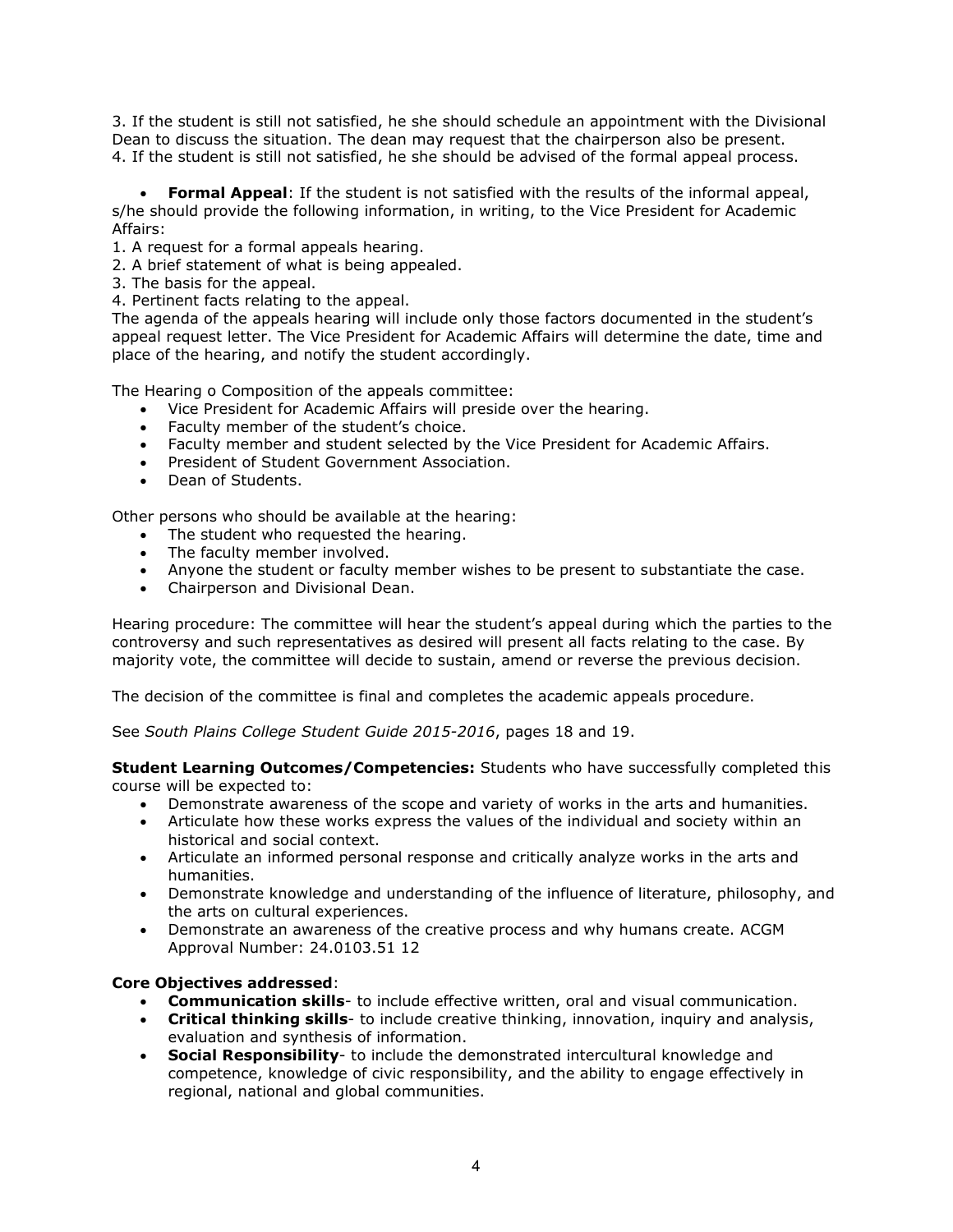3. If the student is still not satisfied, he she should schedule an appointment with the Divisional Dean to discuss the situation. The dean may request that the chairperson also be present.
4. If the student is still not satisfied, he she should be advised of the formal appeal process.

- **Formal Appeal**: If the student is not satisfied with the results of the informal appeal, s/he should provide the following information, in writing, to the Vice President for Academic Affairs:

1. A request for a formal appeals hearing.
2. A brief statement of what is being appealed.
3. The basis for the appeal.
4. Pertinent facts relating to the appeal.

The agenda of the appeals hearing will include only those factors documented in the student's appeal request letter. The Vice President for Academic Affairs will determine the date, time and place of the hearing, and notify the student accordingly.

The Hearing o Composition of the appeals committee:

- Vice President for Academic Affairs will preside over the hearing.
- Faculty member of the student's choice.
- Faculty member and student selected by the Vice President for Academic Affairs.
- President of Student Government Association.
- Dean of Students.

Other persons who should be available at the hearing:

- The student who requested the hearing.
- The faculty member involved.
- Anyone the student or faculty member wishes to be present to substantiate the case.
- Chairperson and Divisional Dean.

Hearing procedure: The committee will hear the student's appeal during which the parties to the controversy and such representatives as desired will present all facts relating to the case. By majority vote, the committee will decide to sustain, amend or reverse the previous decision.

The decision of the committee is final and completes the academic appeals procedure.

See *South Plains College Student Guide 2015-2016*, pages 18 and 19.

**Student Learning Outcomes/Competencies:** Students who have successfully completed this course will be expected to:

- Demonstrate awareness of the scope and variety of works in the arts and humanities.
- Articulate how these works express the values of the individual and society within an historical and social context.
- Articulate an informed personal response and critically analyze works in the arts and humanities.
- Demonstrate knowledge and understanding of the influence of literature, philosophy, and the arts on cultural experiences.
- Demonstrate an awareness of the creative process and why humans create. ACGM Approval Number: 24.0103.51 12

**Core Objectives addressed**:

- **Communication skills**- to include effective written, oral and visual communication.
- **Critical thinking skills**- to include creative thinking, innovation, inquiry and analysis, evaluation and synthesis of information.
- **Social Responsibility**- to include the demonstrated intercultural knowledge and competence, knowledge of civic responsibility, and the ability to engage effectively in regional, national and global communities.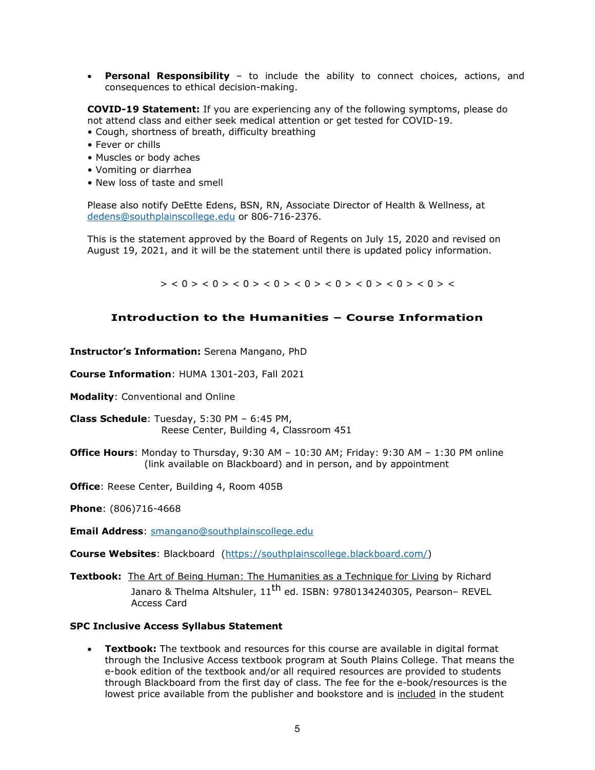- **Personal Responsibility** – to include the ability to connect choices, actions, and consequences to ethical decision-making.

**COVID-19 Statement:** If you are experiencing any of the following symptoms, please do not attend class and either seek medical attention or get tested for COVID-19.

• Cough, shortness of breath, difficulty breathing
• Fever or chills
• Muscles or body aches
• Vomiting or diarrhea
• New loss of taste and smell

Please also notify DeEtte Edens, BSN, RN, Associate Director of Health & Wellness, at dedens@southplainscollege.edu or 806-716-2376.

This is the statement approved by the Board of Regents on July 15, 2020 and revised on August 19, 2021, and it will be the statement until there is updated policy information.

> < 0 > < 0 > < 0 > < 0 > < 0 > < 0 > < 0 > < 0 > < 0 > <

## Introduction to the Humanities – Course Information

**Instructor's Information:** Serena Mangano, PhD

**Course Information**: HUMA 1301-203, Fall 2021

**Modality**: Conventional and Online

**Class Schedule**: Tuesday, 5:30 PM – 6:45 PM,
Reese Center, Building 4, Classroom 451

**Office Hours**: Monday to Thursday, 9:30 AM – 10:30 AM; Friday: 9:30 AM – 1:30 PM online (link available on Blackboard) and in person, and by appointment

**Office**: Reese Center, Building 4, Room 405B

**Phone**: (806)716-4668

**Email Address**: smangano@southplainscollege.edu

**Course Websites**: Blackboard (https://southplainscollege.blackboard.com/)

**Textbook:** The Art of Being Human: The Humanities as a Technique for Living by Richard Janaro & Thelma Altshuler, 11th ed. ISBN: 9780134240305, Pearson– REVEL Access Card

**SPC Inclusive Access Syllabus Statement**

- **Textbook:** The textbook and resources for this course are available in digital format through the Inclusive Access textbook program at South Plains College. That means the e-book edition of the textbook and/or all required resources are provided to students through Blackboard from the first day of class. The fee for the e-book/resources is the lowest price available from the publisher and bookstore and is included in the student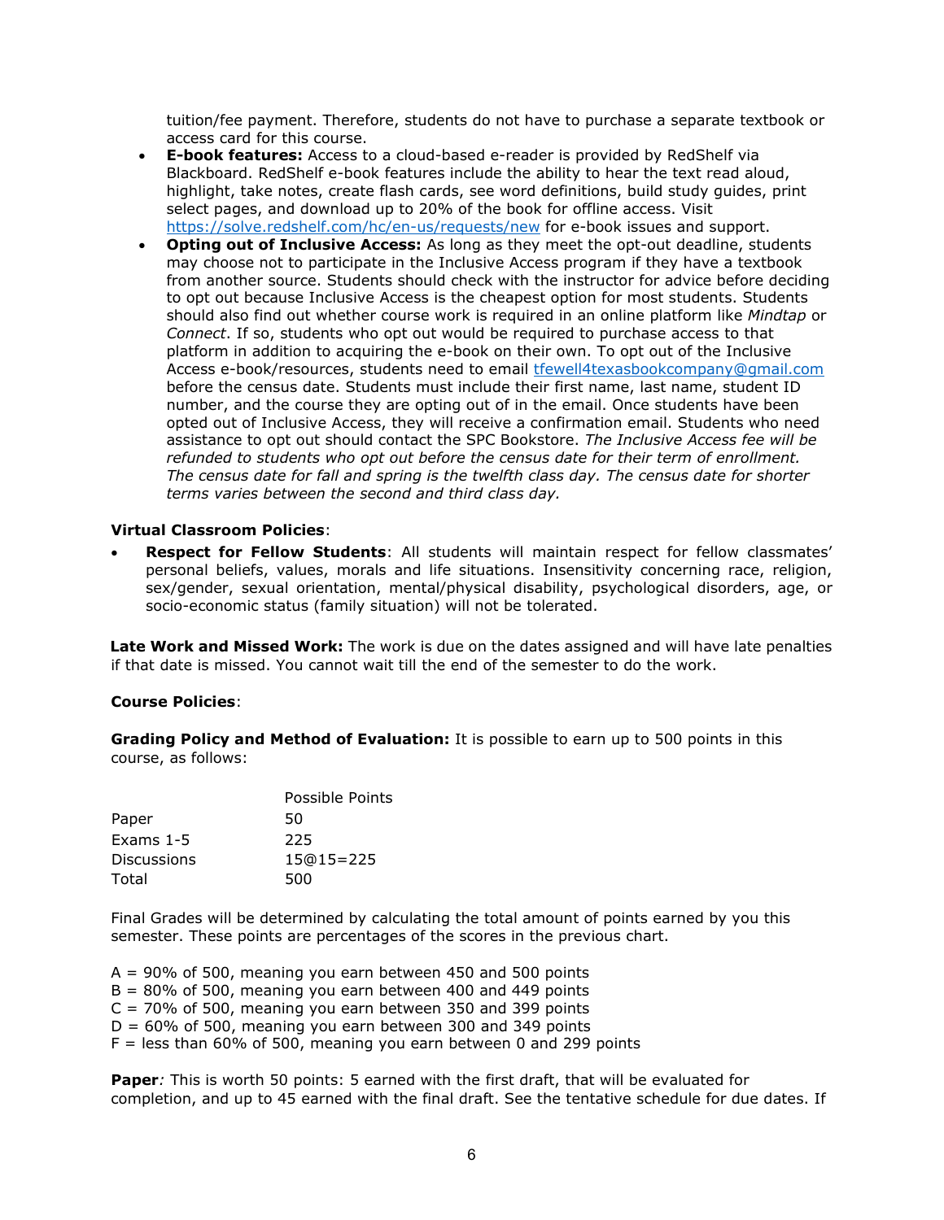tuition/fee payment. Therefore, students do not have to purchase a separate textbook or access card for this course.

- **E-book features:** Access to a cloud-based e-reader is provided by RedShelf via Blackboard. RedShelf e-book features include the ability to hear the text read aloud, highlight, take notes, create flash cards, see word definitions, build study guides, print select pages, and download up to 20% of the book for offline access. Visit https://solve.redshelf.com/hc/en-us/requests/new for e-book issues and support.
- **Opting out of Inclusive Access:** As long as they meet the opt-out deadline, students may choose not to participate in the Inclusive Access program if they have a textbook from another source. Students should check with the instructor for advice before deciding to opt out because Inclusive Access is the cheapest option for most students. Students should also find out whether course work is required in an online platform like *Mindtap* or *Connect*. If so, students who opt out would be required to purchase access to that platform in addition to acquiring the e-book on their own. To opt out of the Inclusive Access e-book/resources, students need to email tfewell4texasbookcompany@gmail.com before the census date. Students must include their first name, last name, student ID number, and the course they are opting out of in the email. Once students have been opted out of Inclusive Access, they will receive a confirmation email. Students who need assistance to opt out should contact the SPC Bookstore. *The Inclusive Access fee will be refunded to students who opt out before the census date for their term of enrollment. The census date for fall and spring is the twelfth class day. The census date for shorter terms varies between the second and third class day.*

**Virtual Classroom Policies**:

- **Respect for Fellow Students**: All students will maintain respect for fellow classmates' personal beliefs, values, morals and life situations. Insensitivity concerning race, religion, sex/gender, sexual orientation, mental/physical disability, psychological disorders, age, or socio-economic status (family situation) will not be tolerated.

**Late Work and Missed Work:** The work is due on the dates assigned and will have late penalties if that date is missed. You cannot wait till the end of the semester to do the work.

**Course Policies**:

**Grading Policy and Method of Evaluation:** It is possible to earn up to 500 points in this course, as follows:

| | Possible Points |
|---|---|
| Paper | 50 |
| Exams 1-5 | 225 |
| Discussions | 15@15=225 |
| Total | 500 |

Final Grades will be determined by calculating the total amount of points earned by you this semester. These points are percentages of the scores in the previous chart.

A = 90% of 500, meaning you earn between 450 and 500 points
B = 80% of 500, meaning you earn between 400 and 449 points
C = 70% of 500, meaning you earn between 350 and 399 points
D = 60% of 500, meaning you earn between 300 and 349 points
F = less than 60% of 500, meaning you earn between 0 and 299 points

**Paper***:* This is worth 50 points: 5 earned with the first draft, that will be evaluated for completion, and up to 45 earned with the final draft. See the tentative schedule for due dates. If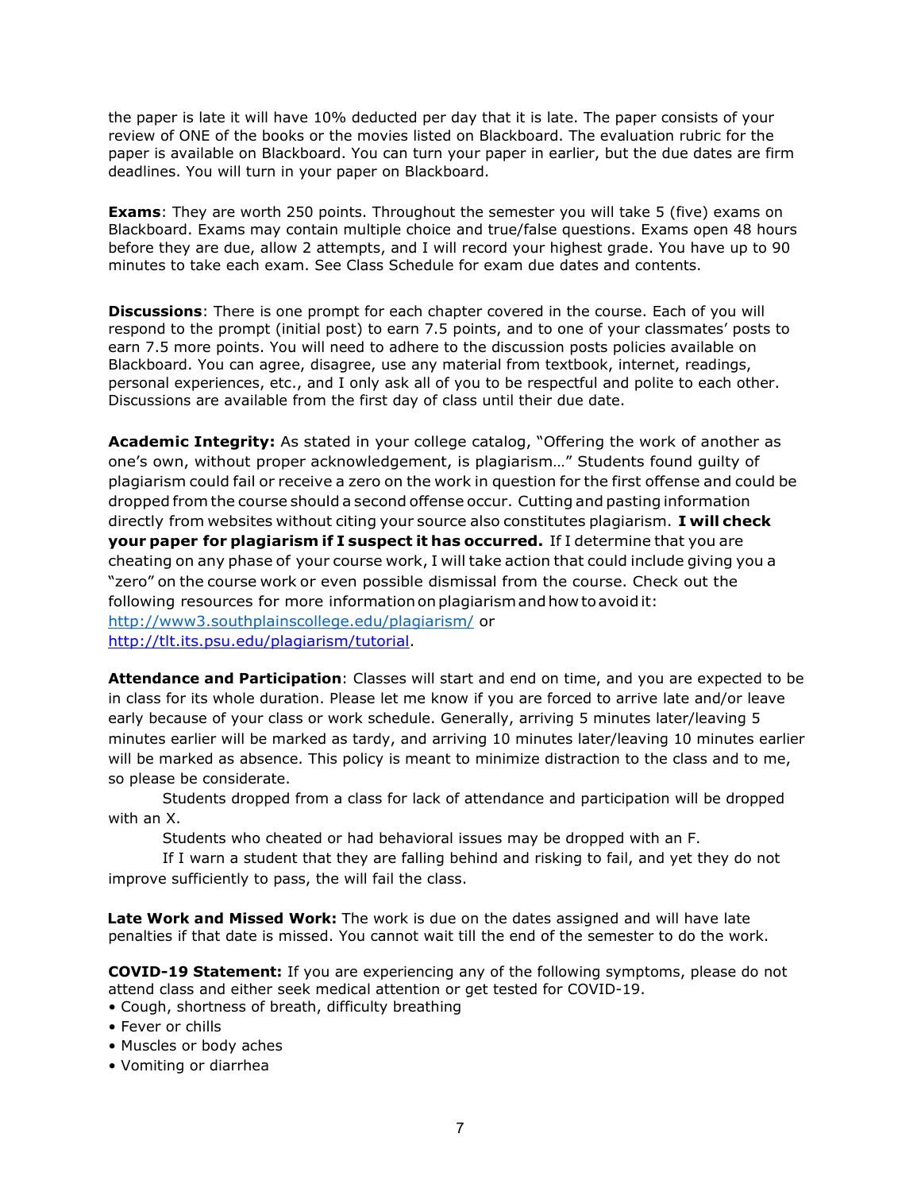the paper is late it will have 10% deducted per day that it is late. The paper consists of your review of ONE of the books or the movies listed on Blackboard. The evaluation rubric for the paper is available on Blackboard. You can turn your paper in earlier, but the due dates are firm deadlines. You will turn in your paper on Blackboard.

**Exams**: They are worth 250 points. Throughout the semester you will take 5 (five) exams on Blackboard. Exams may contain multiple choice and true/false questions. Exams open 48 hours before they are due, allow 2 attempts, and I will record your highest grade. You have up to 90 minutes to take each exam. See Class Schedule for exam due dates and contents.

**Discussions**: There is one prompt for each chapter covered in the course. Each of you will respond to the prompt (initial post) to earn 7.5 points, and to one of your classmates' posts to earn 7.5 more points. You will need to adhere to the discussion posts policies available on Blackboard. You can agree, disagree, use any material from textbook, internet, readings, personal experiences, etc., and I only ask all of you to be respectful and polite to each other. Discussions are available from the first day of class until their due date.

**Academic Integrity:** As stated in your college catalog, "Offering the work of another as one's own, without proper acknowledgement, is plagiarism…" Students found guilty of plagiarism could fail or receive a zero on the work in question for the first offense and could be dropped from the course should a second offense occur. Cutting and pasting information directly from websites without citing your source also constitutes plagiarism. **I will check your paper for plagiarism if I suspect it has occurred.** If I determine that you are cheating on any phase of your course work, I will take action that could include giving you a "zero" on the course work or even possible dismissal from the course. Check out the following resources for more information on plagiarism and how to avoid it:
[http://www3.southplainscollege.edu/plagiarism/](http://www3.southplainscollege.edu/plagiarism/) or
[http://tlt.its.psu.edu/plagiarism/tutorial](http://tlt.its.psu.edu/plagiarism/tutorial).

**Attendance and Participation**: Classes will start and end on time, and you are expected to be in class for its whole duration. Please let me know if you are forced to arrive late and/or leave early because of your class or work schedule. Generally, arriving 5 minutes later/leaving 5 minutes earlier will be marked as tardy, and arriving 10 minutes later/leaving 10 minutes earlier will be marked as absence. This policy is meant to minimize distraction to the class and to me, so please be considerate.

Students dropped from a class for lack of attendance and participation will be dropped with an X.

Students who cheated or had behavioral issues may be dropped with an F.

If I warn a student that they are falling behind and risking to fail, and yet they do not improve sufficiently to pass, the will fail the class.

**Late Work and Missed Work:** The work is due on the dates assigned and will have late penalties if that date is missed. You cannot wait till the end of the semester to do the work.

**COVID-19 Statement:** If you are experiencing any of the following symptoms, please do not attend class and either seek medical attention or get tested for COVID-19.

- Cough, shortness of breath, difficulty breathing
- Fever or chills
- Muscles or body aches
- Vomiting or diarrhea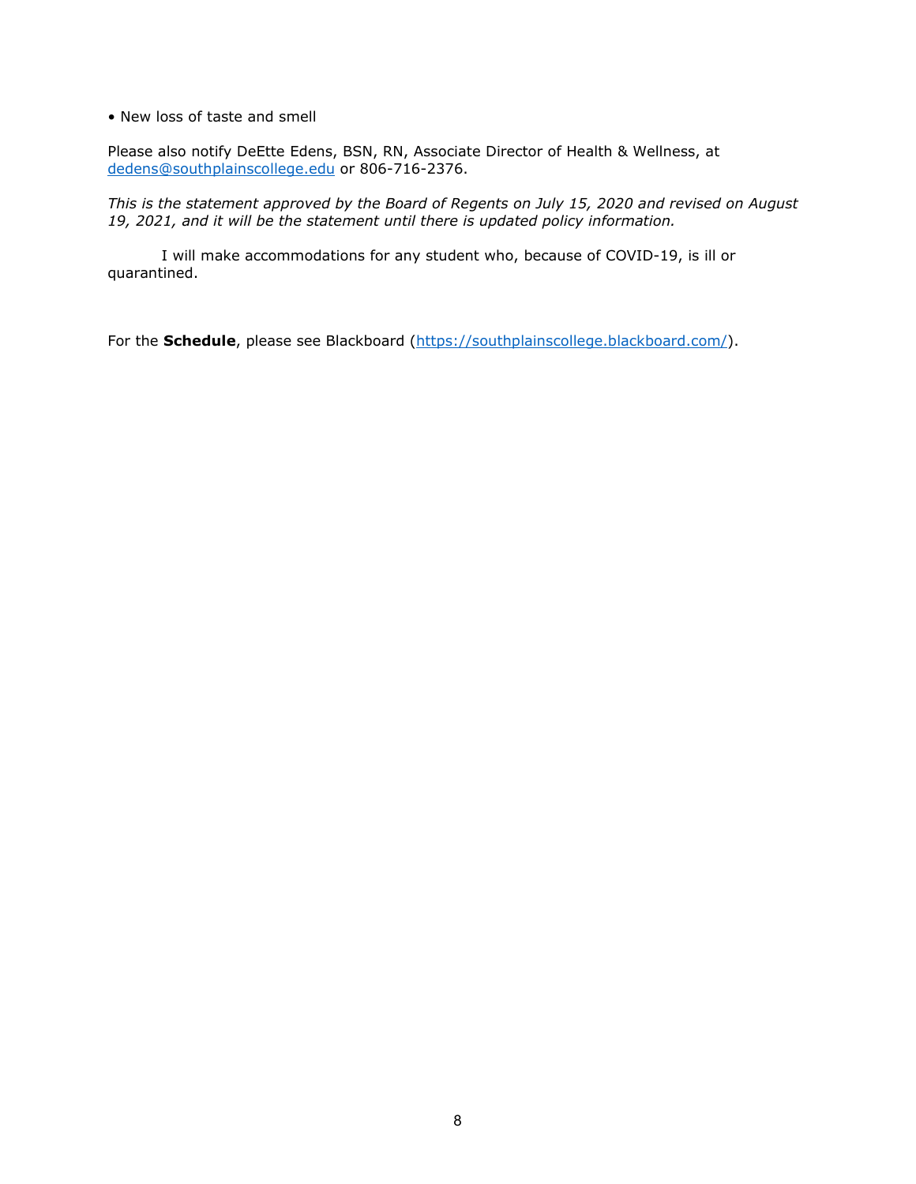- New loss of taste and smell

Please also notify DeEtte Edens, BSN, RN, Associate Director of Health & Wellness, at dedens@southplainscollege.edu or 806-716-2376.

*This is the statement approved by the Board of Regents on July 15, 2020 and revised on August 19, 2021, and it will be the statement until there is updated policy information.*

I will make accommodations for any student who, because of COVID-19, is ill or quarantined.

For the **Schedule**, please see Blackboard (https://southplainscollege.blackboard.com/).